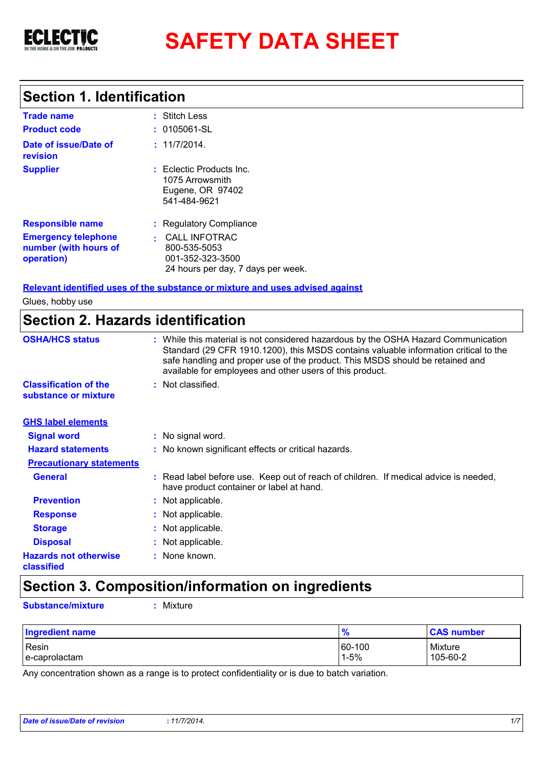ECLECTIC
IN THE HOME & ON THE JOB PRODUCTS

# SAFETY DATA SHEET

## Section 1. Identification

**Trade name** : Stitch Less

**Product code** : 0105061-SL

**Date of issue/Date of revision** : 11/7/2014.

**Supplier** : Eclectic Products Inc.
1075 Arrowsmith
Eugene, OR 97402
541-484-9621

**Responsible name** : Regulatory Compliance

**Emergency telephone number (with hours of operation)** : CALL INFOTRAC
800-535-5053
001-352-323-3500
24 hours per day, 7 days per week.

**Relevant identified uses of the substance or mixture and uses advised against**

Glues, hobby use

## Section 2. Hazards identification

**OSHA/HCS status** : While this material is not considered hazardous by the OSHA Hazard Communication Standard (29 CFR 1910.1200), this MSDS contains valuable information critical to the safe handling and proper use of the product. This MSDS should be retained and available for employees and other users of this product.

**Classification of the substance or mixture** : Not classified.

**GHS label elements**

**Signal word** : No signal word.

**Hazard statements** : No known significant effects or critical hazards.

**Precautionary statements**

**General** : Read label before use. Keep out of reach of children. If medical advice is needed, have product container or label at hand.

**Prevention** : Not applicable.

**Response** : Not applicable.

**Storage** : Not applicable.

**Disposal** : Not applicable.

**Hazards not otherwise classified** : None known.

## Section 3. Composition/information on ingredients

**Substance/mixture** : Mixture

| Ingredient name | % | CAS number |
|---|---|---|
| Resin | 60-100 | Mixture |
| e-caprolactam | 1-5% | 105-60-2 |

Any concentration shown as a range is to protect confidentiality or is due to batch variation.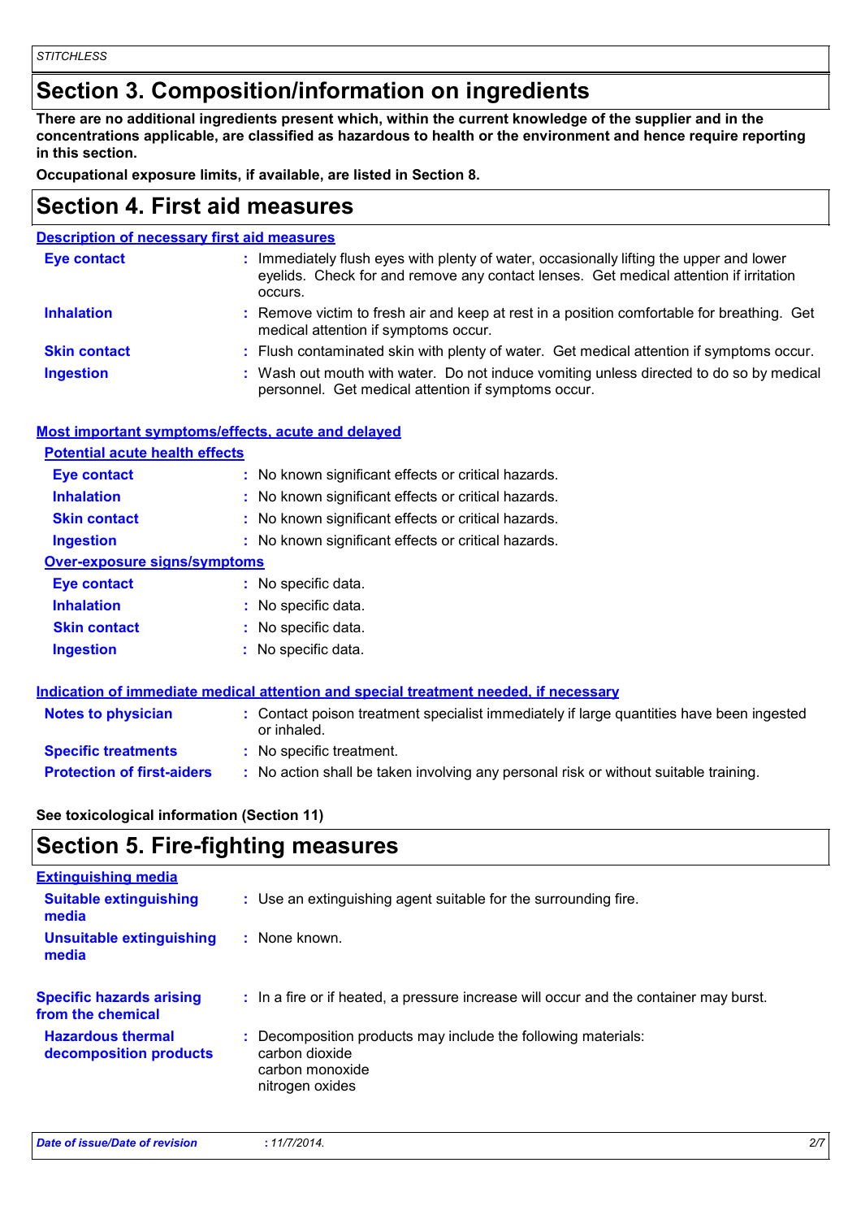## Section 3. Composition/information on ingredients

**There are no additional ingredients present which, within the current knowledge of the supplier and in the concentrations applicable, are classified as hazardous to health or the environment and hence require reporting in this section.**

**Occupational exposure limits, if available, are listed in Section 8.**

## Section 4. First aid measures

### Description of necessary first aid measures

| | |
|---|---|
| **Eye contact** | : Immediately flush eyes with plenty of water, occasionally lifting the upper and lower eyelids. Check for and remove any contact lenses. Get medical attention if irritation occurs. |
| **Inhalation** | : Remove victim to fresh air and keep at rest in a position comfortable for breathing. Get medical attention if symptoms occur. |
| **Skin contact** | : Flush contaminated skin with plenty of water. Get medical attention if symptoms occur. |
| **Ingestion** | : Wash out mouth with water. Do not induce vomiting unless directed to do so by medical personnel. Get medical attention if symptoms occur. |

### Most important symptoms/effects, acute and delayed

#### Potential acute health effects

| | |
|---|---|
| **Eye contact** | : No known significant effects or critical hazards. |
| **Inhalation** | : No known significant effects or critical hazards. |
| **Skin contact** | : No known significant effects or critical hazards. |
| **Ingestion** | : No known significant effects or critical hazards. |

#### Over-exposure signs/symptoms

| | |
|---|---|
| **Eye contact** | : No specific data. |
| **Inhalation** | : No specific data. |
| **Skin contact** | : No specific data. |
| **Ingestion** | : No specific data. |

### Indication of immediate medical attention and special treatment needed, if necessary

| | |
|---|---|
| **Notes to physician** | : Contact poison treatment specialist immediately if large quantities have been ingested or inhaled. |
| **Specific treatments** | : No specific treatment. |
| **Protection of first-aiders** | : No action shall be taken involving any personal risk or without suitable training. |

**See toxicological information (Section 11)**

## Section 5. Fire-fighting measures

### Extinguishing media

| | |
|---|---|
| **Suitable extinguishing media** | : Use an extinguishing agent suitable for the surrounding fire. |
| **Unsuitable extinguishing media** | : None known. |

| | |
|---|---|
| **Specific hazards arising from the chemical** | : In a fire or if heated, a pressure increase will occur and the container may burst. |
| **Hazardous thermal decomposition products** | : Decomposition products may include the following materials: carbon dioxide carbon monoxide nitrogen oxides |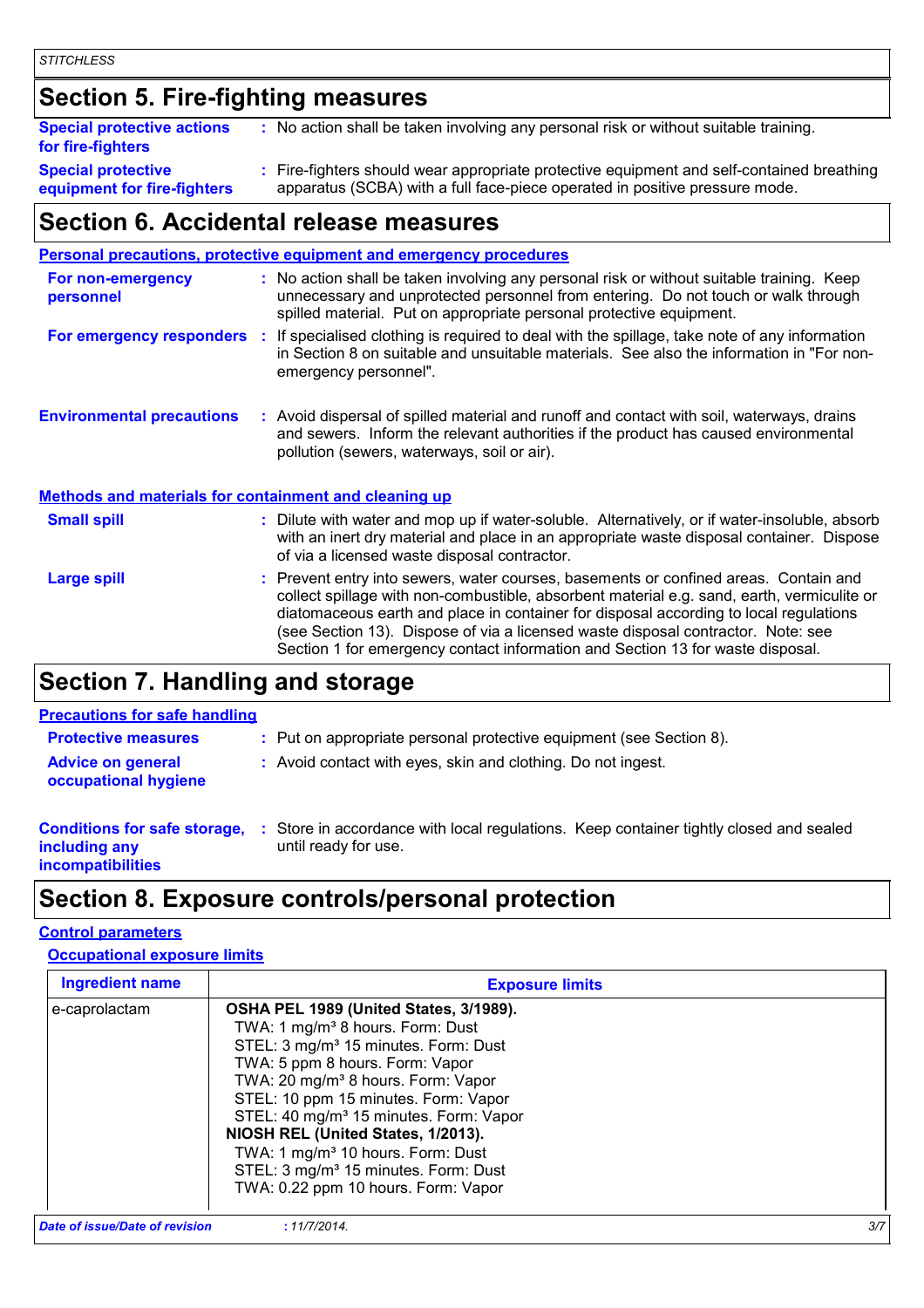## Section 5. Fire-fighting measures

**Special protective actions for fire-fighters** : No action shall be taken involving any personal risk or without suitable training.

**Special protective equipment for fire-fighters** : Fire-fighters should wear appropriate protective equipment and self-contained breathing apparatus (SCBA) with a full face-piece operated in positive pressure mode.

## Section 6. Accidental release measures

### Personal precautions, protective equipment and emergency procedures

**For non-emergency personnel** : No action shall be taken involving any personal risk or without suitable training. Keep unnecessary and unprotected personnel from entering. Do not touch or walk through spilled material. Put on appropriate personal protective equipment.

**For emergency responders** : If specialised clothing is required to deal with the spillage, take note of any information in Section 8 on suitable and unsuitable materials. See also the information in "For non-emergency personnel".

**Environmental precautions** : Avoid dispersal of spilled material and runoff and contact with soil, waterways, drains and sewers. Inform the relevant authorities if the product has caused environmental pollution (sewers, waterways, soil or air).

### Methods and materials for containment and cleaning up

**Small spill** : Dilute with water and mop up if water-soluble. Alternatively, or if water-insoluble, absorb with an inert dry material and place in an appropriate waste disposal container. Dispose of via a licensed waste disposal contractor.

**Large spill** : Prevent entry into sewers, water courses, basements or confined areas. Contain and collect spillage with non-combustible, absorbent material e.g. sand, earth, vermiculite or diatomaceous earth and place in container for disposal according to local regulations (see Section 13). Dispose of via a licensed waste disposal contractor. Note: see Section 1 for emergency contact information and Section 13 for waste disposal.

## Section 7. Handling and storage

### Precautions for safe handling

**Protective measures** : Put on appropriate personal protective equipment (see Section 8).

**Advice on general occupational hygiene** : Avoid contact with eyes, skin and clothing. Do not ingest.

**Conditions for safe storage, including any incompatibilities** : Store in accordance with local regulations. Keep container tightly closed and sealed until ready for use.

## Section 8. Exposure controls/personal protection

### Control parameters

#### Occupational exposure limits

| Ingredient name | Exposure limits |
| --- | --- |
| e-caprolactam | **OSHA PEL 1989 (United States, 3/1989).**<br>TWA: 1 mg/m³ 8 hours. Form: Dust<br>STEL: 3 mg/m³ 15 minutes. Form: Dust<br>TWA: 5 ppm 8 hours. Form: Vapor<br>TWA: 20 mg/m³ 8 hours. Form: Vapor<br>STEL: 10 ppm 15 minutes. Form: Vapor<br>STEL: 40 mg/m³ 15 minutes. Form: Vapor<br>**NIOSH REL (United States, 1/2013).**<br>TWA: 1 mg/m³ 10 hours. Form: Dust<br>STEL: 3 mg/m³ 15 minutes. Form: Dust<br>TWA: 0.22 ppm 10 hours. Form: Vapor |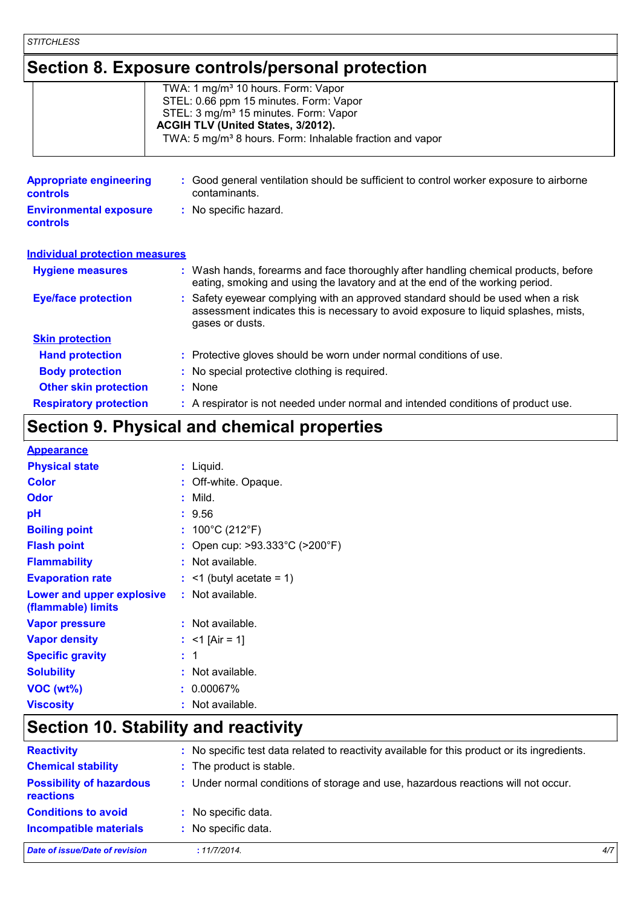## Section 8. Exposure controls/personal protection

| | |
|---|---|
| | TWA: 1 mg/m³ 10 hours. Form: Vapor<br>STEL: 0.66 ppm 15 minutes. Form: Vapor<br>STEL: 3 mg/m³ 15 minutes. Form: Vapor<br>**ACGIH TLV (United States, 3/2012).**<br>TWA: 5 mg/m³ 8 hours. Form: Inhalable fraction and vapor |

**Appropriate engineering controls** : Good general ventilation should be sufficient to control worker exposure to airborne contaminants.

**Environmental exposure controls** : No specific hazard.

### Individual protection measures

**Hygiene measures** : Wash hands, forearms and face thoroughly after handling chemical products, before eating, smoking and using the lavatory and at the end of the working period.

**Eye/face protection** : Safety eyewear complying with an approved standard should be used when a risk assessment indicates this is necessary to avoid exposure to liquid splashes, mists, gases or dusts.

**Skin protection**

**Hand protection** : Protective gloves should be worn under normal conditions of use.

**Body protection** : No special protective clothing is required.

**Other skin protection** : None

**Respiratory protection** : A respirator is not needed under normal and intended conditions of product use.

## Section 9. Physical and chemical properties

**Appearance**

**Physical state** : Liquid.

**Color** : Off-white. Opaque.

**Odor** : Mild.

**pH** : 9.56

**Boiling point** : 100°C (212°F)

**Flash point** : Open cup: >93.333°C (>200°F)

**Flammability** : Not available.

**Evaporation rate** : <1 (butyl acetate = 1)

**Lower and upper explosive (flammable) limits** : Not available.

**Vapor pressure** : Not available.

**Vapor density** : <1 [Air = 1]

**Specific gravity** : 1

**Solubility** : Not available.

**VOC (wt%)** : 0.00067%

**Viscosity** : Not available.

## Section 10. Stability and reactivity

**Reactivity** : No specific test data related to reactivity available for this product or its ingredients.

**Chemical stability** : The product is stable.

**Possibility of hazardous reactions** : Under normal conditions of storage and use, hazardous reactions will not occur.

**Conditions to avoid** : No specific data.

**Incompatible materials** : No specific data.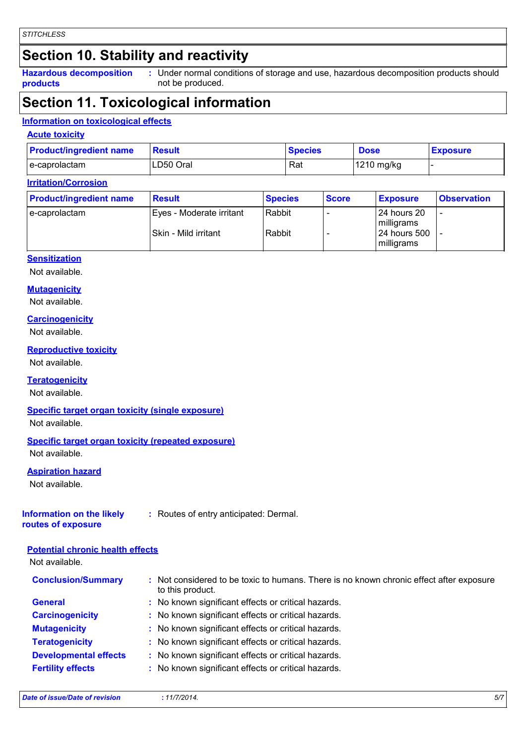## Section 10. Stability and reactivity

**Hazardous decomposition products** : Under normal conditions of storage and use, hazardous decomposition products should not be produced.

## Section 11. Toxicological information

### Information on toxicological effects

#### Acute toxicity

| Product/ingredient name | Result | Species | Dose | Exposure |
|---|---|---|---|---|
| e-caprolactam | LD50 Oral | Rat | 1210 mg/kg | - |

#### Irritation/Corrosion

| Product/ingredient name | Result | Species | Score | Exposure | Observation |
|---|---|---|---|---|---|
| e-caprolactam | Eyes - Moderate irritant | Rabbit | - | 24 hours 20 milligrams | - |
| | Skin - Mild irritant | Rabbit | - | 24 hours 500 milligrams | - |

#### Sensitization

Not available.

#### Mutagenicity

Not available.

#### Carcinogenicity

Not available.

#### Reproductive toxicity

Not available.

#### Teratogenicity

Not available.

#### Specific target organ toxicity (single exposure)

Not available.

#### Specific target organ toxicity (repeated exposure)

Not available.

#### Aspiration hazard

Not available.

**Information on the likely routes of exposure** : Routes of entry anticipated: Dermal.

#### Potential chronic health effects

Not available.

**Conclusion/Summary** : Not considered to be toxic to humans. There is no known chronic effect after exposure to this product.

**General** : No known significant effects or critical hazards.

**Carcinogenicity** : No known significant effects or critical hazards.

**Mutagenicity** : No known significant effects or critical hazards.

**Teratogenicity** : No known significant effects or critical hazards.

**Developmental effects** : No known significant effects or critical hazards.

**Fertility effects** : No known significant effects or critical hazards.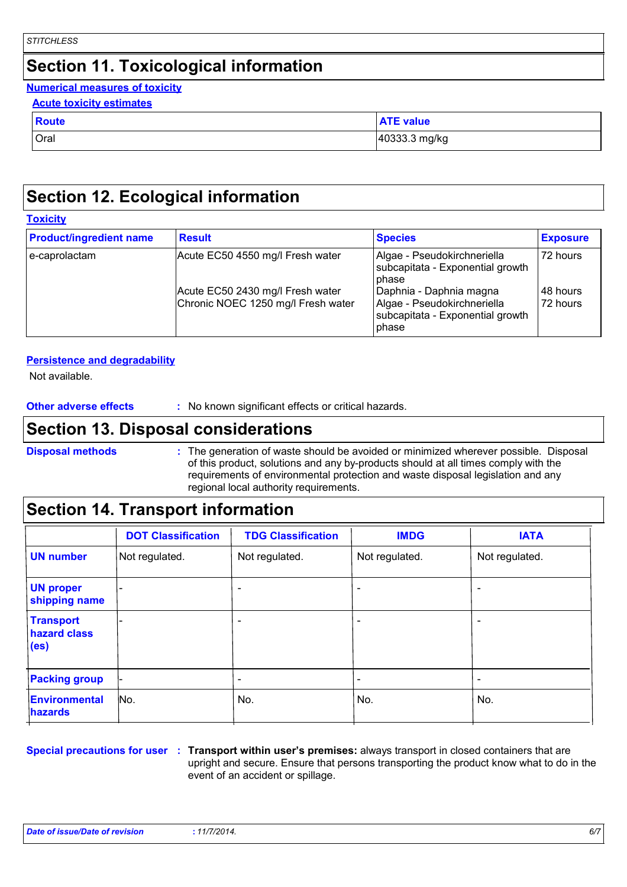## Section 11. Toxicological information

**Numerical measures of toxicity**

**Acute toxicity estimates**

| Route | ATE value |
| --- | --- |
| Oral | 40333.3 mg/kg |

## Section 12. Ecological information

**Toxicity**

| Product/ingredient name | Result | Species | Exposure |
| --- | --- | --- | --- |
| e-caprolactam | Acute EC50 4550 mg/l Fresh water | Algae - Pseudokirchneriella subcapitata - Exponential growth phase | 72 hours |
| | Acute EC50 2430 mg/l Fresh water | Daphnia - Daphnia magna | 48 hours |
| | Chronic NOEC 1250 mg/l Fresh water | Algae - Pseudokirchneriella subcapitata - Exponential growth phase | 72 hours |

**Persistence and degradability**

Not available.

**Other adverse effects** : No known significant effects or critical hazards.

## Section 13. Disposal considerations

**Disposal methods** : The generation of waste should be avoided or minimized wherever possible. Disposal of this product, solutions and any by-products should at all times comply with the requirements of environmental protection and waste disposal legislation and any regional local authority requirements.

## Section 14. Transport information

| | DOT Classification | TDG Classification | IMDG | IATA |
| --- | --- | --- | --- | --- |
| UN number | Not regulated. | Not regulated. | Not regulated. | Not regulated. |
| UN proper shipping name | - | - | - | - |
| Transport hazard class (es) | - | - | - | - |
| Packing group | - | - | - | - |
| Environmental hazards | No. | No. | No. | No. |

**Special precautions for user** : **Transport within user's premises:** always transport in closed containers that are upright and secure. Ensure that persons transporting the product know what to do in the event of an accident or spillage.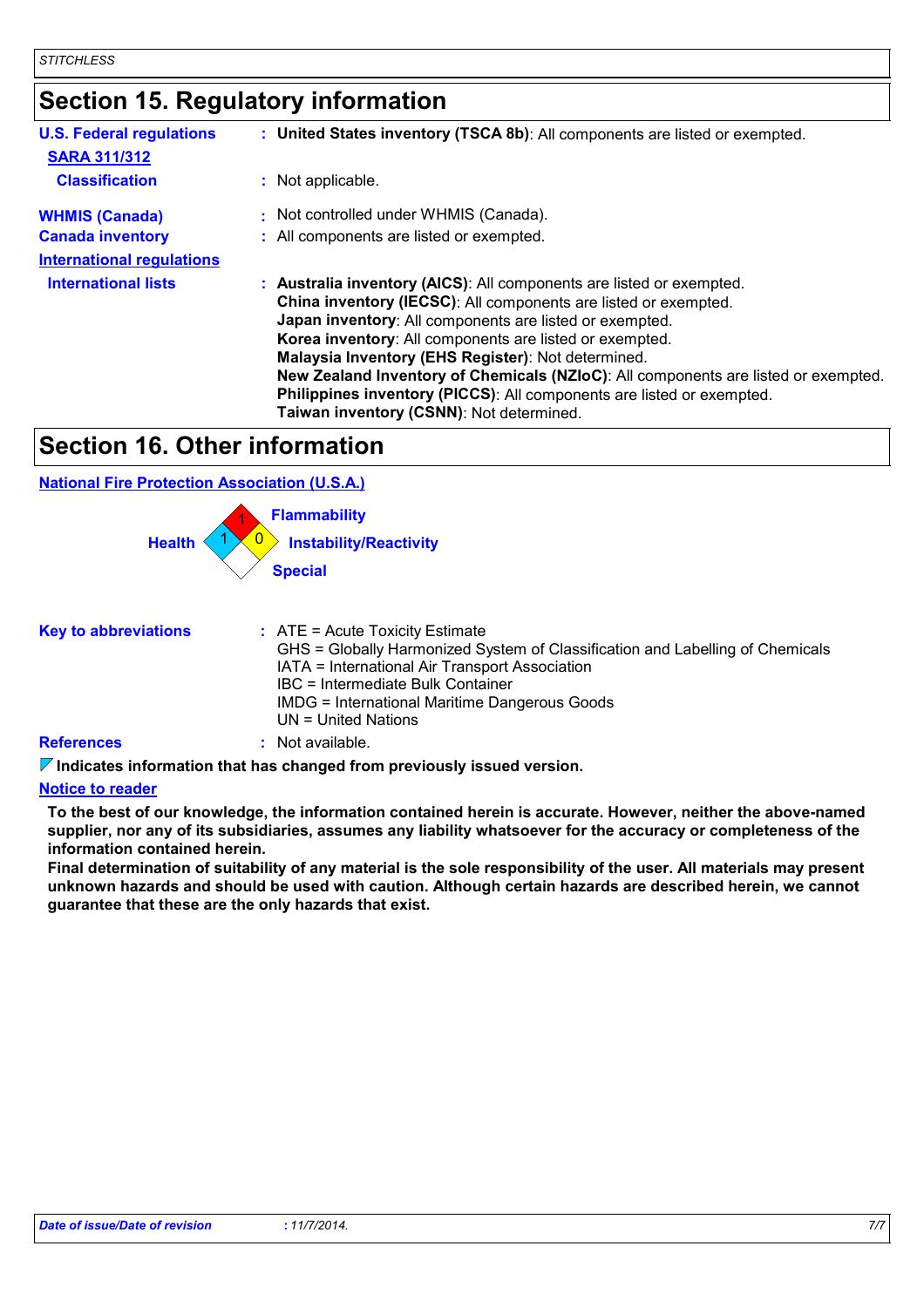## Section 15. Regulatory information

**U.S. Federal regulations** : **United States inventory (TSCA 8b)**: All components are listed or exempted.

**SARA 311/312**

**Classification** : Not applicable.

**WHMIS (Canada)** : Not controlled under WHMIS (Canada).

**Canada inventory** : All components are listed or exempted.

**International regulations**

**International lists** : **Australia inventory (AICS)**: All components are listed or exempted.
**China inventory (IECSC)**: All components are listed or exempted.
**Japan inventory**: All components are listed or exempted.
**Korea inventory**: All components are listed or exempted.
**Malaysia Inventory (EHS Register)**: Not determined.
**New Zealand Inventory of Chemicals (NZIoC)**: All components are listed or exempted.
**Philippines inventory (PICCS)**: All components are listed or exempted.
**Taiwan inventory (CSNN)**: Not determined.

## Section 16. Other information

**National Fire Protection Association (U.S.A.)**

Flammability: 1
Health: 1
Instability/Reactivity: 0
Special

**Key to abbreviations** : ATE = Acute Toxicity Estimate
GHS = Globally Harmonized System of Classification and Labelling of Chemicals
IATA = International Air Transport Association
IBC = Intermediate Bulk Container
IMDG = International Maritime Dangerous Goods
UN = United Nations

**References** : Not available.

**Indicates information that has changed from previously issued version.**

**Notice to reader**

**To the best of our knowledge, the information contained herein is accurate. However, neither the above-named supplier, nor any of its subsidiaries, assumes any liability whatsoever for the accuracy or completeness of the information contained herein.**

**Final determination of suitability of any material is the sole responsibility of the user. All materials may present unknown hazards and should be used with caution. Although certain hazards are described herein, we cannot guarantee that these are the only hazards that exist.**

*Date of issue/Date of revision* : 11/7/2014.